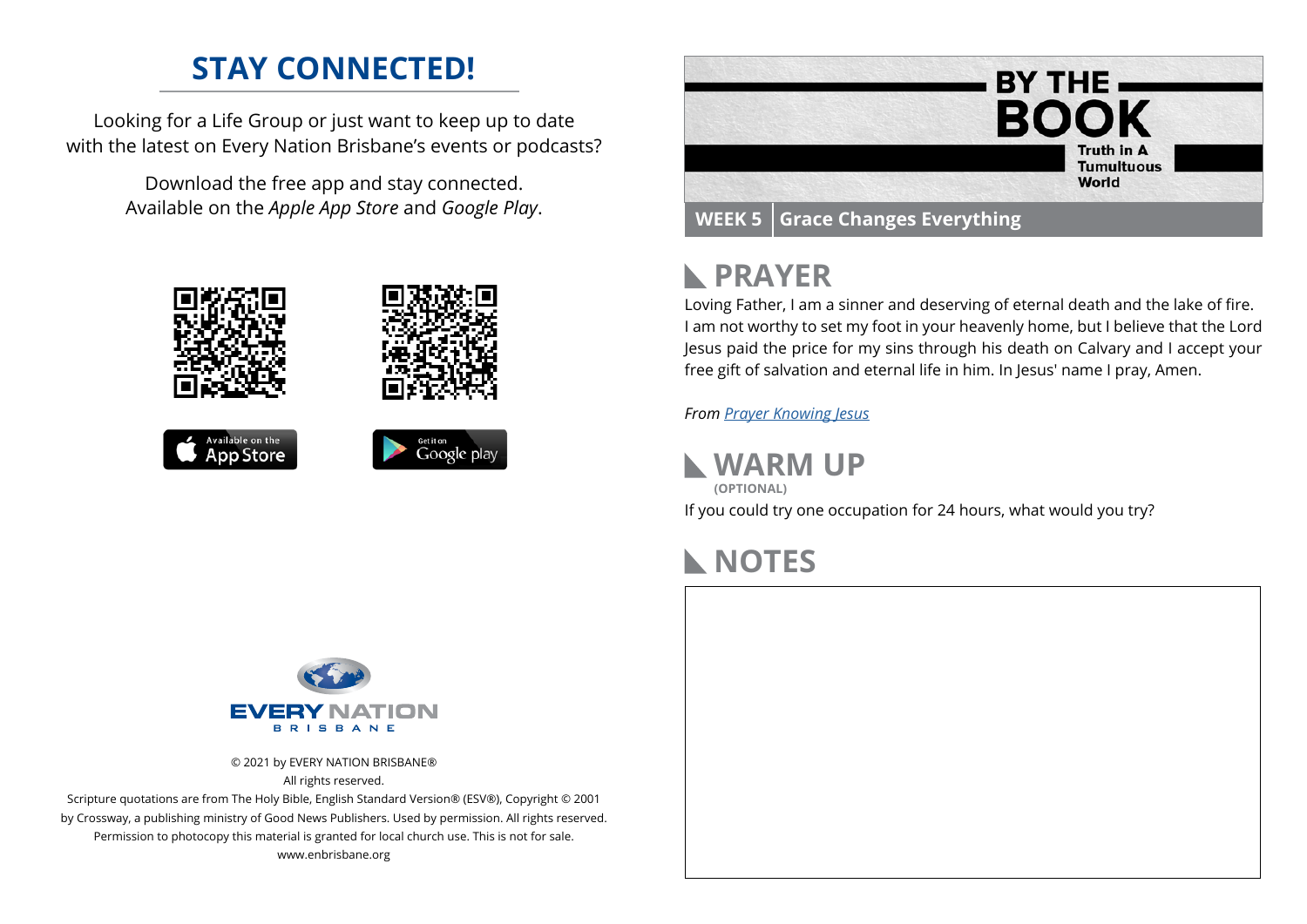## STAY CONNECTED!

Looking for a Life Group or just want to keep up to date with the latest on Every Nation Brisbane's events or podcasts?

Download the free app and stay connected. Available on the *Apple App Store* and *Google Play*.

Available on the App Store

Get it on Google play

EVERY NATION BRISBANE

© 2021 by EVERY NATION BRISBANE®
All rights reserved.
Scripture quotations are from The Holy Bible, English Standard Version® (ESV®), Copyright © 2001 by Crossway, a publishing ministry of Good News Publishers. Used by permission. All rights reserved.
Permission to photocopy this material is granted for local church use. This is not for sale.
www.enbrisbane.org

# BY THE BOOK
Truth in A Tumultuous World

**WEEK 5** | **Grace Changes Everything**

## PRAYER

Loving Father, I am a sinner and deserving of eternal death and the lake of fire. I am not worthy to set my foot in your heavenly home, but I believe that the Lord Jesus paid the price for my sins through his death on Calvary and I accept your free gift of salvation and eternal life in him. In Jesus' name I pray, Amen.

*From Prayer Knowing Jesus*

## WARM UP
**(OPTIONAL)**

If you could try one occupation for 24 hours, what would you try?

## NOTES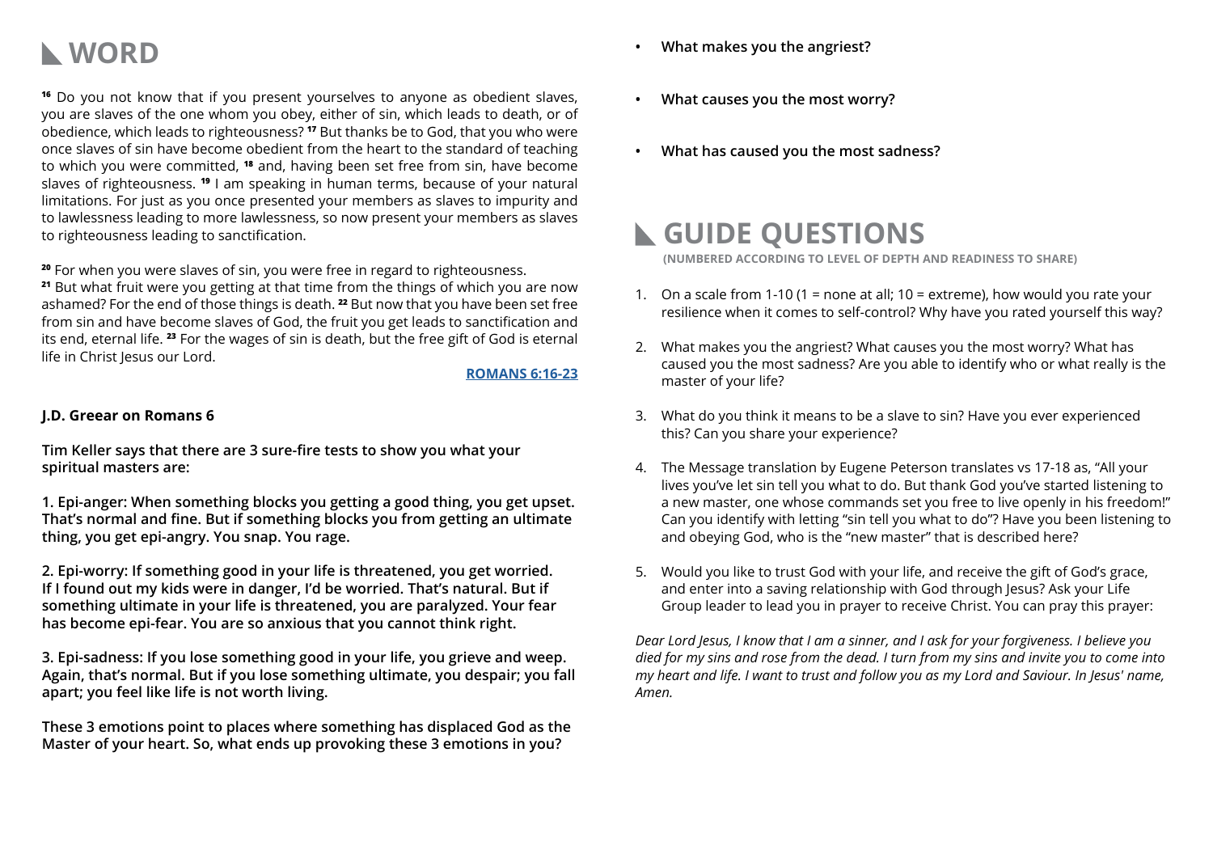# WORD

[16] Do you not know that if you present yourselves to anyone as obedient slaves, you are slaves of the one whom you obey, either of sin, which leads to death, or of obedience, which leads to righteousness? [17] But thanks be to God, that you who were once slaves of sin have become obedient from the heart to the standard of teaching to which you were committed, [18] and, having been set free from sin, have become slaves of righteousness. [19] I am speaking in human terms, because of your natural limitations. For just as you once presented your members as slaves to impurity and to lawlessness leading to more lawlessness, so now present your members as slaves to righteousness leading to sanctification.

[20] For when you were slaves of sin, you were free in regard to righteousness. [21] But what fruit were you getting at that time from the things of which you are now ashamed? For the end of those things is death. [22] But now that you have been set free from sin and have become slaves of God, the fruit you get leads to sanctification and its end, eternal life. [23] For the wages of sin is death, but the free gift of God is eternal life in Christ Jesus our Lord.

**ROMANS 6:16-23**

**J.D. Greear on Romans 6**

**Tim Keller says that there are 3 sure-fire tests to show you what your spiritual masters are:**

**1. Epi-anger: When something blocks you getting a good thing, you get upset. That's normal and fine. But if something blocks you from getting an ultimate thing, you get epi-angry. You snap. You rage.**

**2. Epi-worry: If something good in your life is threatened, you get worried. If I found out my kids were in danger, I'd be worried. That's natural. But if something ultimate in your life is threatened, you are paralyzed. Your fear has become epi-fear. You are so anxious that you cannot think right.**

**3. Epi-sadness: If you lose something good in your life, you grieve and weep. Again, that's normal. But if you lose something ultimate, you despair; you fall apart; you feel like life is not worth living.**

**These 3 emotions point to places where something has displaced God as the Master of your heart. So, what ends up provoking these 3 emotions in you?**

- **What makes you the angriest?**
- **What causes you the most worry?**
- **What has caused you the most sadness?**

# GUIDE QUESTIONS

**(NUMBERED ACCORDING TO LEVEL OF DEPTH AND READINESS TO SHARE)**

1. On a scale from 1-10 (1 = none at all; 10 = extreme), how would you rate your resilience when it comes to self-control? Why have you rated yourself this way?

2. What makes you the angriest? What causes you the most worry? What has caused you the most sadness? Are you able to identify who or what really is the master of your life?

3. What do you think it means to be a slave to sin? Have you ever experienced this? Can you share your experience?

4. The Message translation by Eugene Peterson translates vs 17-18 as, "All your lives you've let sin tell you what to do. But thank God you've started listening to a new master, one whose commands set you free to live openly in his freedom!" Can you identify with letting "sin tell you what to do"? Have you been listening to and obeying God, who is the "new master" that is described here?

5. Would you like to trust God with your life, and receive the gift of God's grace, and enter into a saving relationship with God through Jesus? Ask your Life Group leader to lead you in prayer to receive Christ. You can pray this prayer:

*Dear Lord Jesus, I know that I am a sinner, and I ask for your forgiveness. I believe you died for my sins and rose from the dead. I turn from my sins and invite you to come into my heart and life. I want to trust and follow you as my Lord and Saviour. In Jesus' name, Amen.*